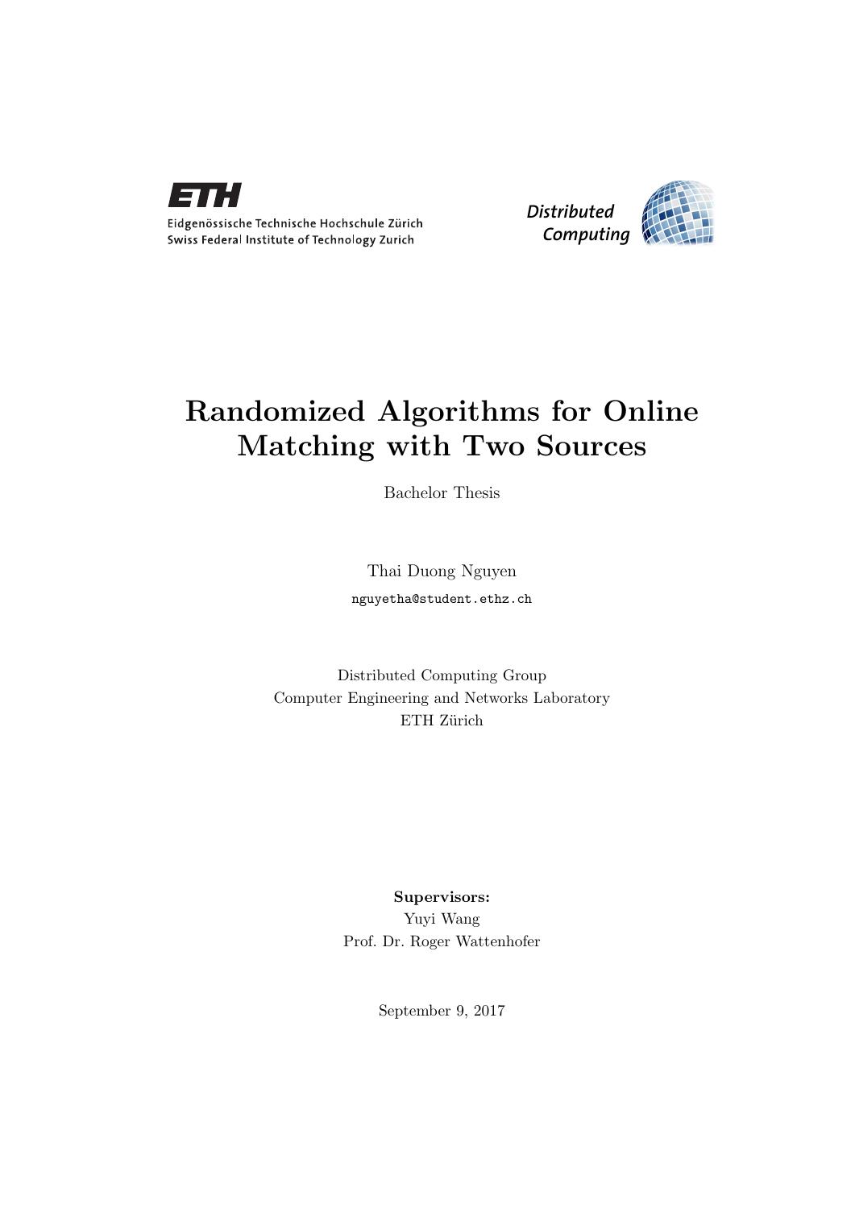ETH

Eidgenössische Technische Hochschule Zürich
Swiss Federal Institute of Technology Zurich

Distributed Computing

# Randomized Algorithms for Online Matching with Two Sources

Bachelor Thesis

Thai Duong Nguyen

nguyetha@student.ethz.ch

Distributed Computing Group
Computer Engineering and Networks Laboratory
ETH Zürich

**Supervisors:**
Yuyi Wang
Prof. Dr. Roger Wattenhofer

September 9, 2017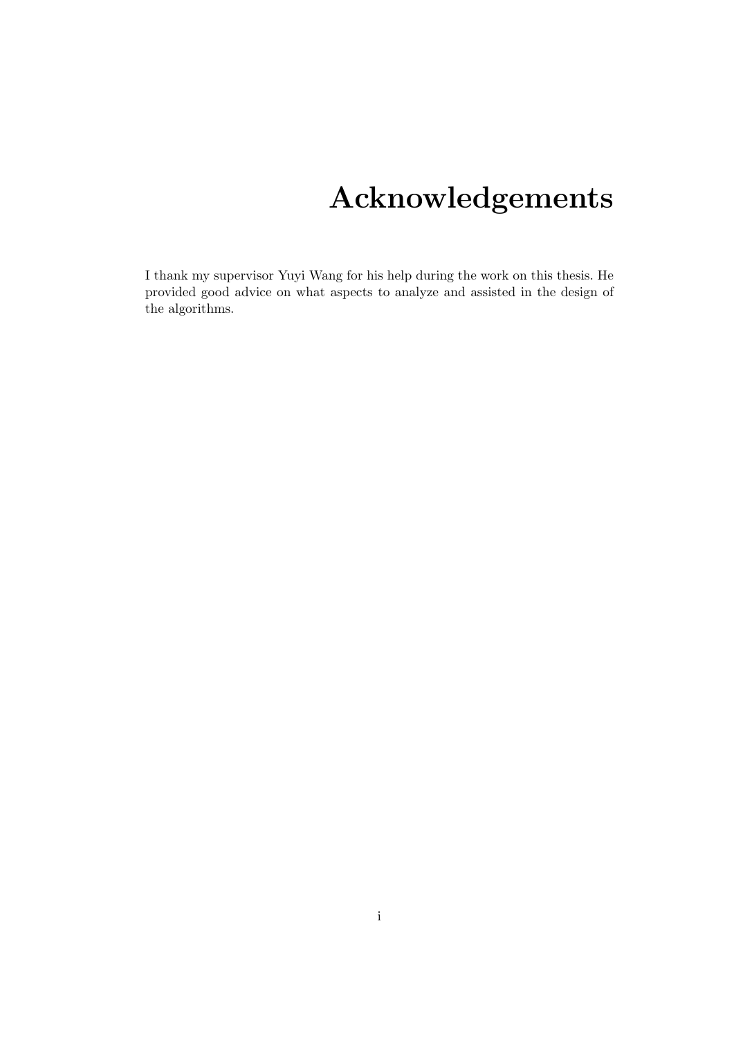# Acknowledgements

I thank my supervisor Yuyi Wang for his help during the work on this thesis. He provided good advice on what aspects to analyze and assisted in the design of the algorithms.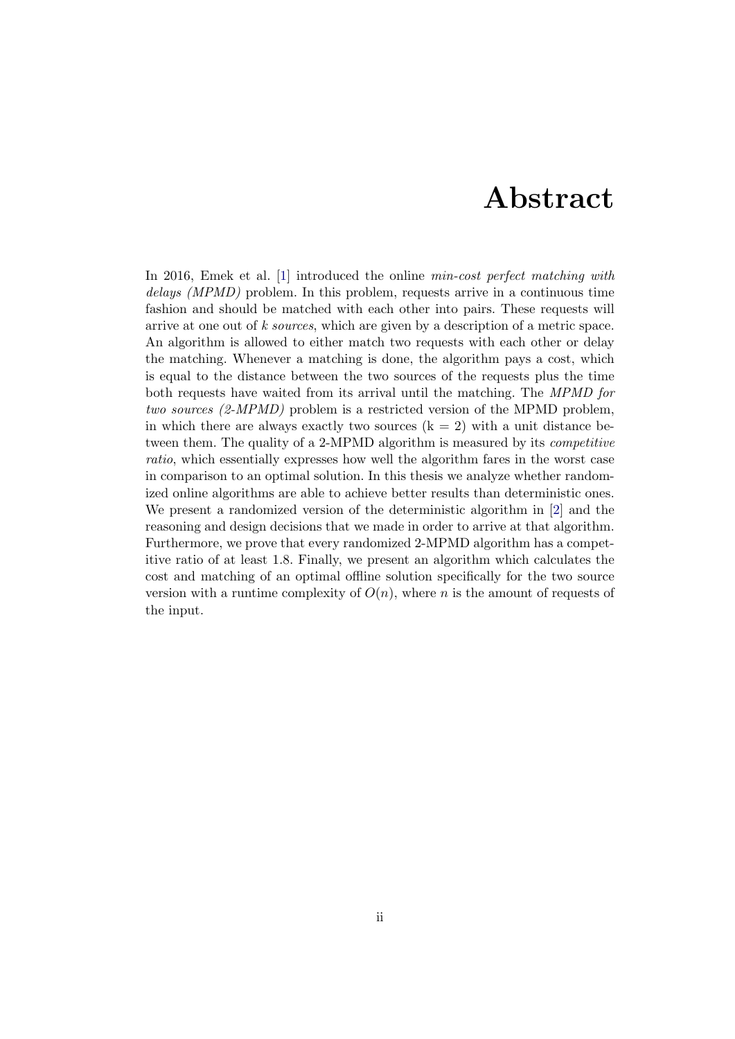# Abstract

In 2016, Emek et al. [1] introduced the online *min-cost perfect matching with delays (MPMD)* problem. In this problem, requests arrive in a continuous time fashion and should be matched with each other into pairs. These requests will arrive at one out of *k sources*, which are given by a description of a metric space. An algorithm is allowed to either match two requests with each other or delay the matching. Whenever a matching is done, the algorithm pays a cost, which is equal to the distance between the two sources of the requests plus the time both requests have waited from its arrival until the matching. The *MPMD for two sources (2-MPMD)* problem is a restricted version of the MPMD problem, in which there are always exactly two sources (k = 2) with a unit distance between them. The quality of a 2-MPMD algorithm is measured by its *competitive ratio*, which essentially expresses how well the algorithm fares in the worst case in comparison to an optimal solution. In this thesis we analyze whether randomized online algorithms are able to achieve better results than deterministic ones. We present a randomized version of the deterministic algorithm in [2] and the reasoning and design decisions that we made in order to arrive at that algorithm. Furthermore, we prove that every randomized 2-MPMD algorithm has a competitive ratio of at least 1.8. Finally, we present an algorithm which calculates the cost and matching of an optimal offline solution specifically for the two source version with a runtime complexity of $O(n)$, where $n$ is the amount of requests of the input.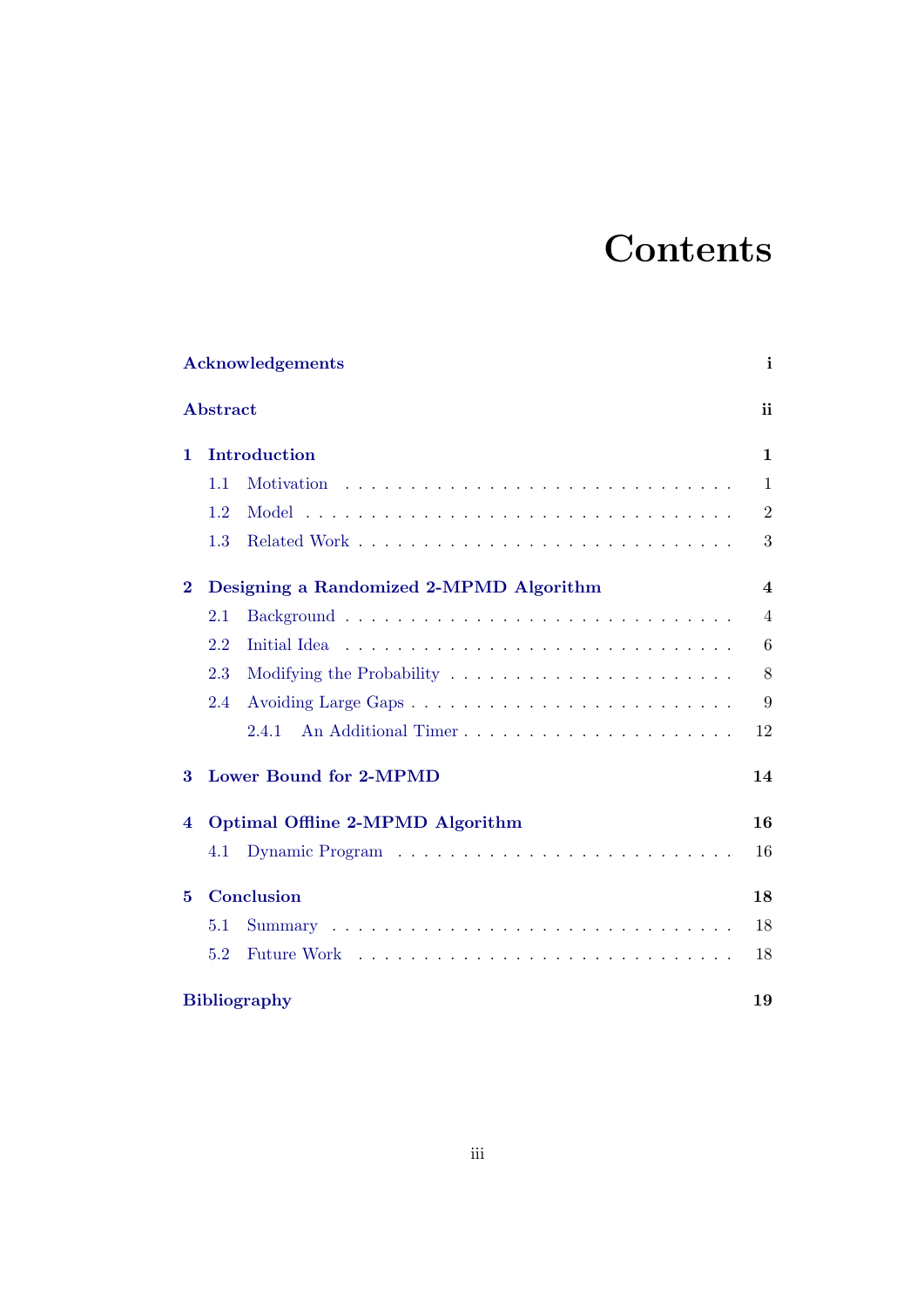# Contents

**Acknowledgements** **i**

**Abstract** **ii**

**1 Introduction** **1**

- 1.1 Motivation . . . . . . . . . . . . . . . . . . . . . . . . . . . . . 1
- 1.2 Model . . . . . . . . . . . . . . . . . . . . . . . . . . . . . . . 2
- 1.3 Related Work . . . . . . . . . . . . . . . . . . . . . . . . . . . 3

**2 Designing a Randomized 2-MPMD Algorithm** **4**

- 2.1 Background . . . . . . . . . . . . . . . . . . . . . . . . . . . . 4
- 2.2 Initial Idea . . . . . . . . . . . . . . . . . . . . . . . . . . . . 6
- 2.3 Modifying the Probability . . . . . . . . . . . . . . . . . . . . . 8
- 2.4 Avoiding Large Gaps . . . . . . . . . . . . . . . . . . . . . . . . 9
  - 2.4.1 An Additional Timer . . . . . . . . . . . . . . . . . . . . 12

**3 Lower Bound for 2-MPMD** **14**

**4 Optimal Offline 2-MPMD Algorithm** **16**

- 4.1 Dynamic Program . . . . . . . . . . . . . . . . . . . . . . . . . 16

**5 Conclusion** **18**

- 5.1 Summary . . . . . . . . . . . . . . . . . . . . . . . . . . . . . 18
- 5.2 Future Work . . . . . . . . . . . . . . . . . . . . . . . . . . . . 18

**Bibliography** **19**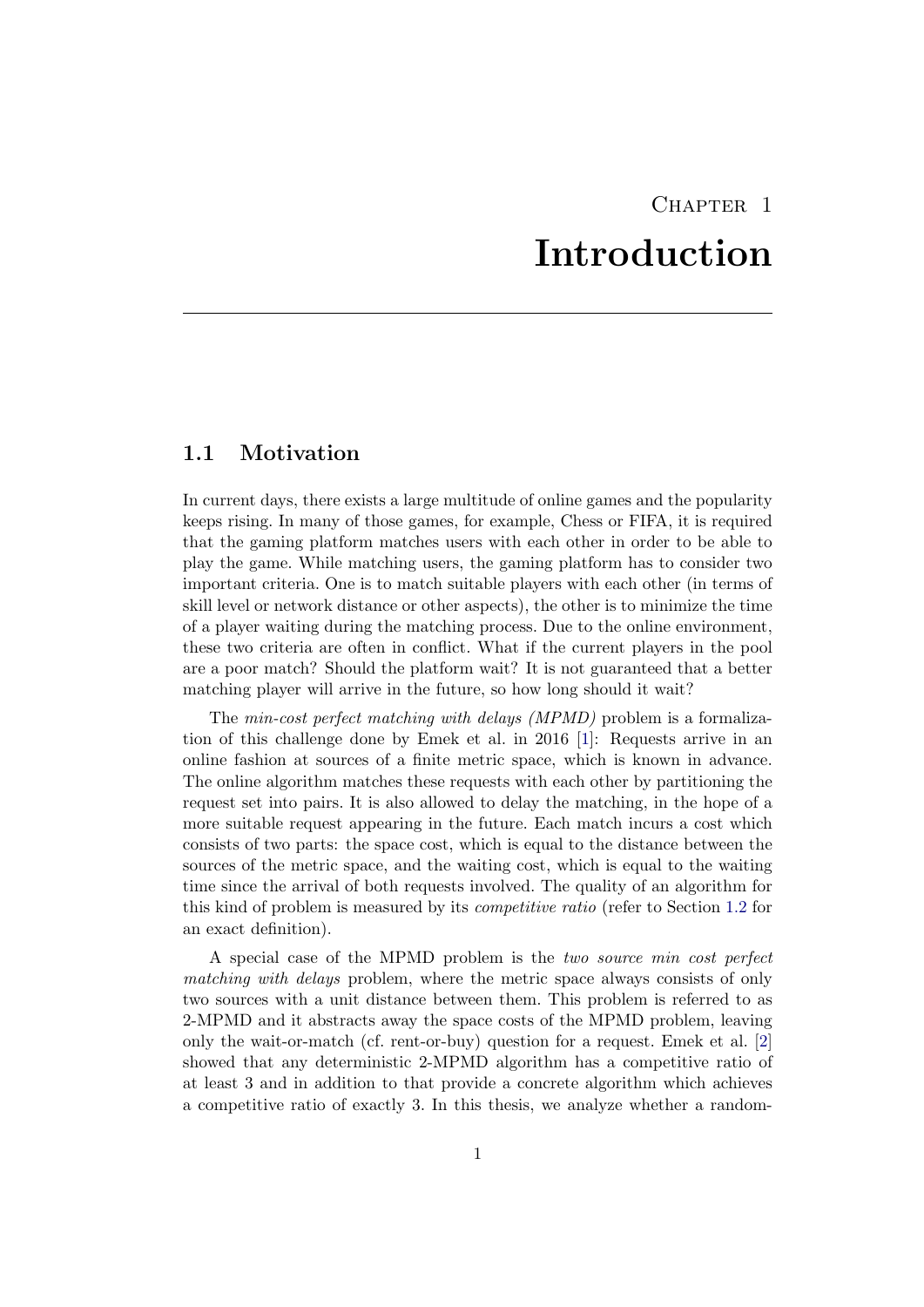# Chapter 1

# Introduction

## 1.1 Motivation

In current days, there exists a large multitude of online games and the popularity keeps rising. In many of those games, for example, Chess or FIFA, it is required that the gaming platform matches users with each other in order to be able to play the game. While matching users, the gaming platform has to consider two important criteria. One is to match suitable players with each other (in terms of skill level or network distance or other aspects), the other is to minimize the time of a player waiting during the matching process. Due to the online environment, these two criteria are often in conflict. What if the current players in the pool are a poor match? Should the platform wait? It is not guaranteed that a better matching player will arrive in the future, so how long should it wait?

The *min-cost perfect matching with delays (MPMD)* problem is a formalization of this challenge done by Emek et al. in 2016 [1]: Requests arrive in an online fashion at sources of a finite metric space, which is known in advance. The online algorithm matches these requests with each other by partitioning the request set into pairs. It is also allowed to delay the matching, in the hope of a more suitable request appearing in the future. Each match incurs a cost which consists of two parts: the space cost, which is equal to the distance between the sources of the metric space, and the waiting cost, which is equal to the waiting time since the arrival of both requests involved. The quality of an algorithm for this kind of problem is measured by its *competitive ratio* (refer to Section 1.2 for an exact definition).

A special case of the MPMD problem is the *two source min cost perfect matching with delays* problem, where the metric space always consists of only two sources with a unit distance between them. This problem is referred to as 2-MPMD and it abstracts away the space costs of the MPMD problem, leaving only the wait-or-match (cf. rent-or-buy) question for a request. Emek et al. [2] showed that any deterministic 2-MPMD algorithm has a competitive ratio of at least 3 and in addition to that provide a concrete algorithm which achieves a competitive ratio of exactly 3. In this thesis, we analyze whether a random-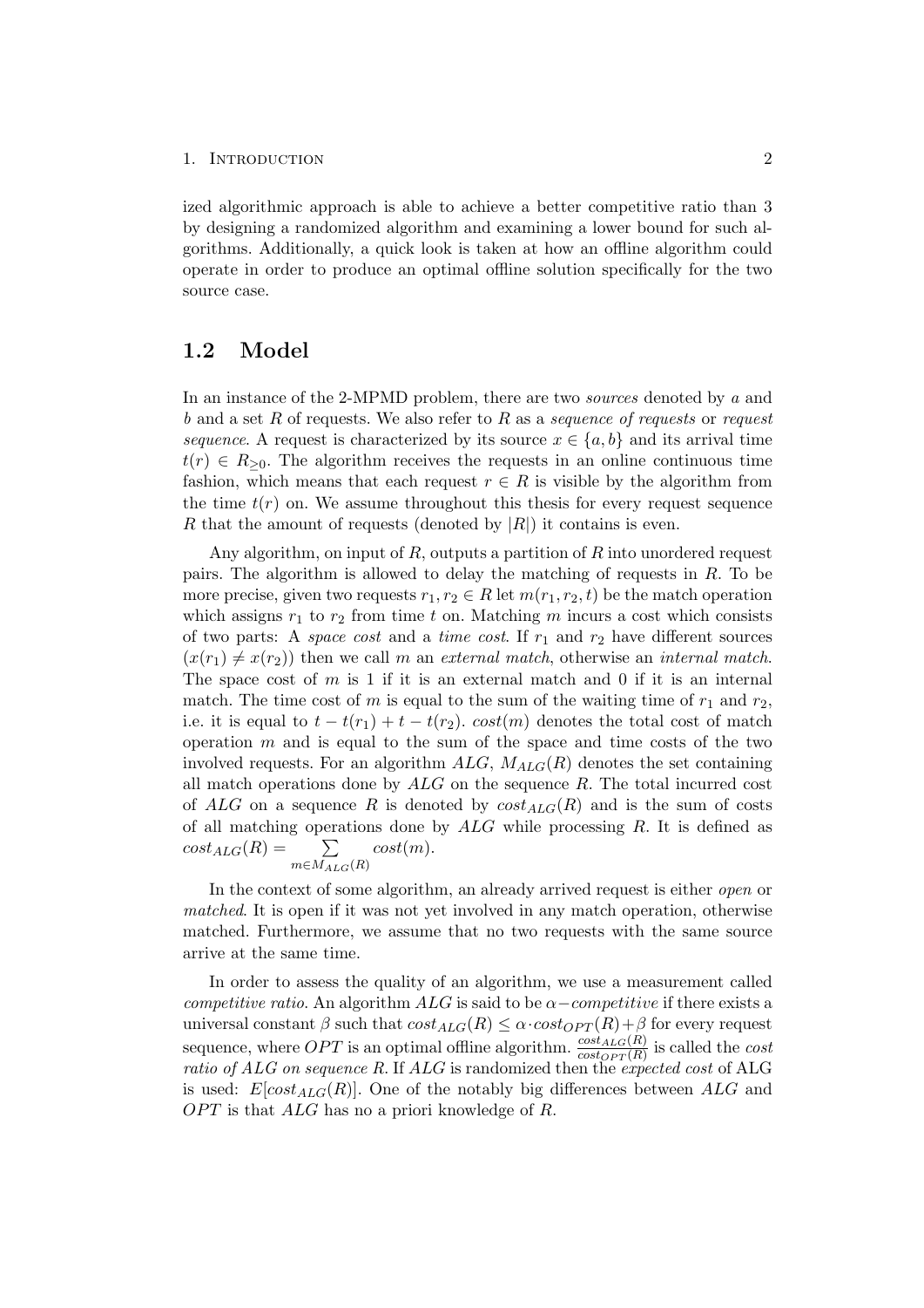ized algorithmic approach is able to achieve a better competitive ratio than 3 by designing a randomized algorithm and examining a lower bound for such algorithms. Additionally, a quick look is taken at how an offline algorithm could operate in order to produce an optimal offline solution specifically for the two source case.

## 1.2 Model

In an instance of the 2-MPMD problem, there are two *sources* denoted by $a$ and $b$ and a set $R$ of requests. We also refer to $R$ as a *sequence of requests* or *request sequence*. A request is characterized by its source $x \in \{a, b\}$ and its arrival time $t(r) \in R_{\geq 0}$. The algorithm receives the requests in an online continuous time fashion, which means that each request $r \in R$ is visible by the algorithm from the time $t(r)$ on. We assume throughout this thesis for every request sequence $R$ that the amount of requests (denoted by $|R|$) it contains is even.

Any algorithm, on input of $R$, outputs a partition of $R$ into unordered request pairs. The algorithm is allowed to delay the matching of requests in $R$. To be more precise, given two requests $r_1, r_2 \in R$ let $m(r_1, r_2, t)$ be the match operation which assigns $r_1$ to $r_2$ from time $t$ on. Matching $m$ incurs a cost which consists of two parts: A *space cost* and a *time cost*. If $r_1$ and $r_2$ have different sources $(x(r_1) \neq x(r_2))$ then we call $m$ an *external match*, otherwise an *internal match*. The space cost of $m$ is 1 if it is an external match and 0 if it is an internal match. The time cost of $m$ is equal to the sum of the waiting time of $r_1$ and $r_2$, i.e. it is equal to $t - t(r_1) + t - t(r_2)$. $cost(m)$ denotes the total cost of match operation $m$ and is equal to the sum of the space and time costs of the two involved requests. For an algorithm $ALG$, $M_{ALG}(R)$ denotes the set containing all match operations done by $ALG$ on the sequence $R$. The total incurred cost of $ALG$ on a sequence $R$ is denoted by $cost_{ALG}(R)$ and is the sum of costs of all matching operations done by $ALG$ while processing $R$. It is defined as $cost_{ALG}(R) = \sum_{m \in M_{ALG}(R)} cost(m)$.

In the context of some algorithm, an already arrived request is either *open* or *matched*. It is open if it was not yet involved in any match operation, otherwise matched. Furthermore, we assume that no two requests with the same source arrive at the same time.

In order to assess the quality of an algorithm, we use a measurement called *competitive ratio*. An algorithm $ALG$ is said to be $\alpha-$*competitive* if there exists a universal constant $\beta$ such that $cost_{ALG}(R) \leq \alpha \cdot cost_{OPT}(R) + \beta$ for every request sequence, where $OPT$ is an optimal offline algorithm. $\frac{cost_{ALG}(R)}{cost_{OPT}(R)}$ is called the *cost ratio of ALG on sequence R*. If $ALG$ is randomized then the *expected cost* of ALG is used: $E[cost_{ALG}(R)]$. One of the notably big differences between $ALG$ and $OPT$ is that $ALG$ has no a priori knowledge of $R$.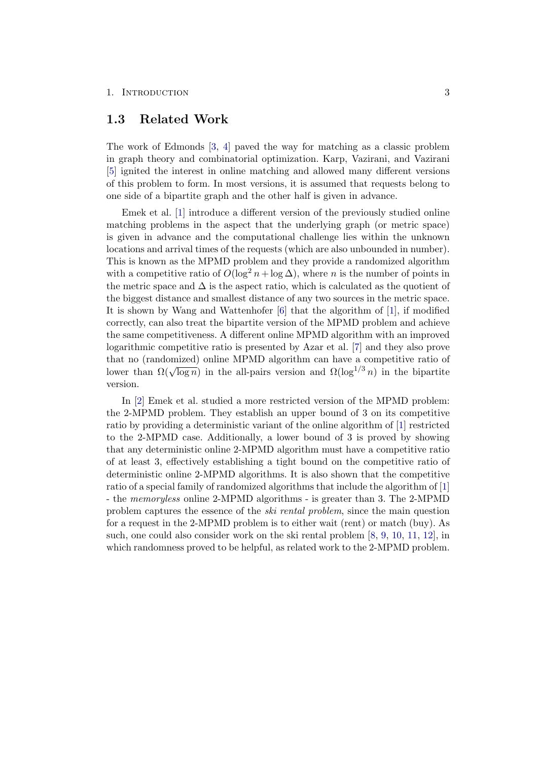## 1.3 Related Work

The work of Edmonds [3, 4] paved the way for matching as a classic problem in graph theory and combinatorial optimization. Karp, Vazirani, and Vazirani [5] ignited the interest in online matching and allowed many different versions of this problem to form. In most versions, it is assumed that requests belong to one side of a bipartite graph and the other half is given in advance.

Emek et al. [1] introduce a different version of the previously studied online matching problems in the aspect that the underlying graph (or metric space) is given in advance and the computational challenge lies within the unknown locations and arrival times of the requests (which are also unbounded in number). This is known as the MPMD problem and they provide a randomized algorithm with a competitive ratio of $O(\log^2 n + \log \Delta)$, where $n$ is the number of points in the metric space and $\Delta$ is the aspect ratio, which is calculated as the quotient of the biggest distance and smallest distance of any two sources in the metric space. It is shown by Wang and Wattenhofer [6] that the algorithm of [1], if modified correctly, can also treat the bipartite version of the MPMD problem and achieve the same competitiveness. A different online MPMD algorithm with an improved logarithmic competitive ratio is presented by Azar et al. [7] and they also prove that no (randomized) online MPMD algorithm can have a competitive ratio of lower than $\Omega(\sqrt{\log n})$ in the all-pairs version and $\Omega(\log^{1/3} n)$ in the bipartite version.

In [2] Emek et al. studied a more restricted version of the MPMD problem: the 2-MPMD problem. They establish an upper bound of 3 on its competitive ratio by providing a deterministic variant of the online algorithm of [1] restricted to the 2-MPMD case. Additionally, a lower bound of 3 is proved by showing that any deterministic online 2-MPMD algorithm must have a competitive ratio of at least 3, effectively establishing a tight bound on the competitive ratio of deterministic online 2-MPMD algorithms. It is also shown that the competitive ratio of a special family of randomized algorithms that include the algorithm of [1] - the *memoryless* online 2-MPMD algorithms - is greater than 3. The 2-MPMD problem captures the essence of the *ski rental problem*, since the main question for a request in the 2-MPMD problem is to either wait (rent) or match (buy). As such, one could also consider work on the ski rental problem [8, 9, 10, 11, 12], in which randomness proved to be helpful, as related work to the 2-MPMD problem.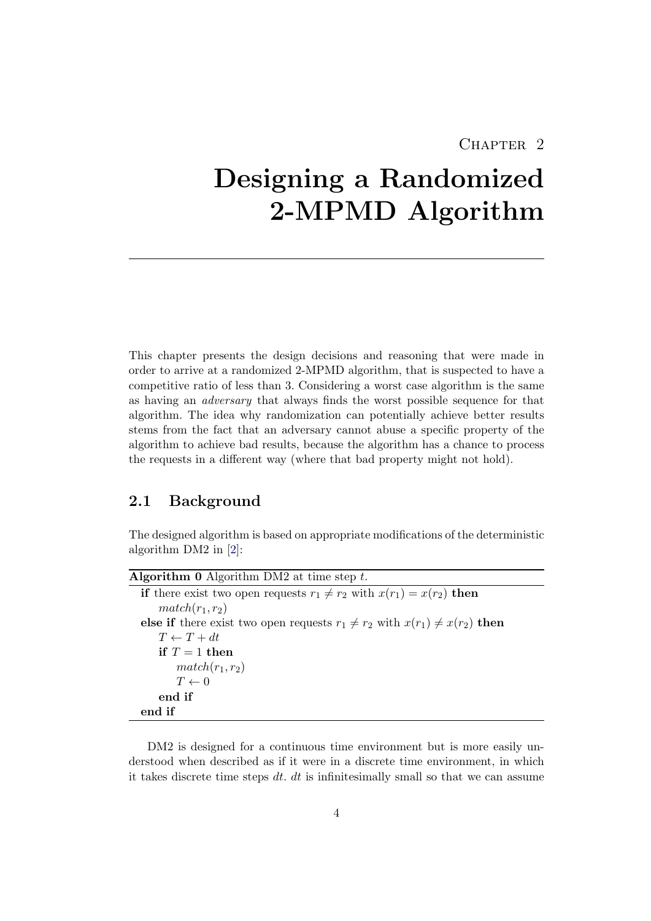# Chapter 2

# Designing a Randomized 2-MPMD Algorithm

This chapter presents the design decisions and reasoning that were made in order to arrive at a randomized 2-MPMD algorithm, that is suspected to have a competitive ratio of less than 3. Considering a worst case algorithm is the same as having an *adversary* that always finds the worst possible sequence for that algorithm. The idea why randomization can potentially achieve better results stems from the fact that an adversary cannot abuse a specific property of the algorithm to achieve bad results, because the algorithm has a chance to process the requests in a different way (where that bad property might not hold).

## 2.1 Background

The designed algorithm is based on appropriate modifications of the deterministic algorithm DM2 in [2]:

**Algorithm 0** Algorithm DM2 at time step $t$.

```
if there exist two open requests r1 ≠ r2 with x(r1) = x(r2) then
    match(r1, r2)
else if there exist two open requests r1 ≠ r2 with x(r1) ≠ x(r2) then
    T ← T + dt
    if T = 1 then
        match(r1, r2)
        T ← 0
    end if
end if
```

DM2 is designed for a continuous time environment but is more easily understood when described as if it were in a discrete time environment, in which it takes discrete time steps $dt$. $dt$ is infinitesimally small so that we can assume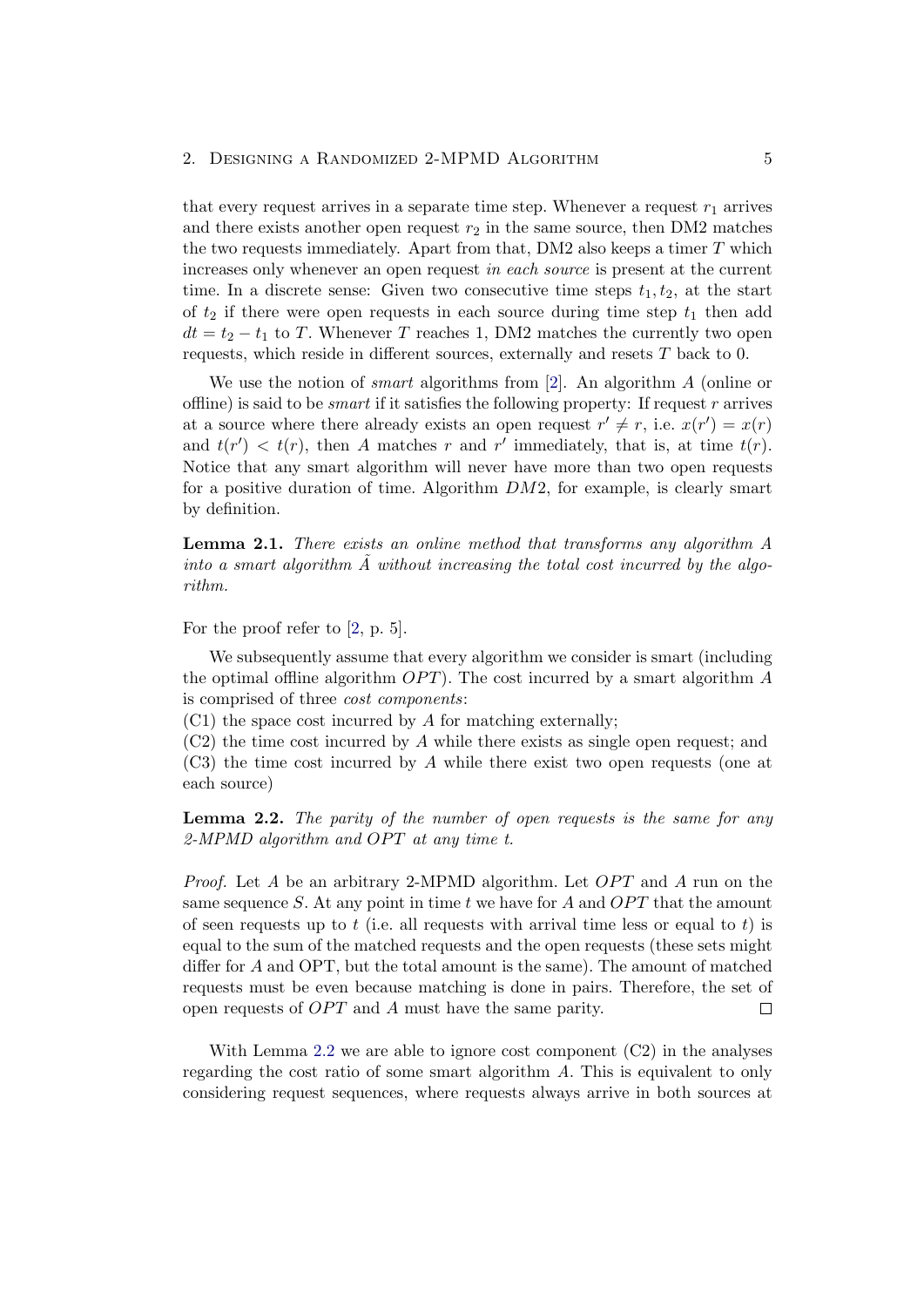that every request arrives in a separate time step. Whenever a request $r_1$ arrives and there exists another open request $r_2$ in the same source, then DM2 matches the two requests immediately. Apart from that, DM2 also keeps a timer $T$ which increases only whenever an open request *in each source* is present at the current time. In a discrete sense: Given two consecutive time steps $t_1, t_2$, at the start of $t_2$ if there were open requests in each source during time step $t_1$ then add $dt = t_2 - t_1$ to $T$. Whenever $T$ reaches 1, DM2 matches the currently two open requests, which reside in different sources, externally and resets $T$ back to 0.

We use the notion of *smart* algorithms from [2]. An algorithm $A$ (online or offline) is said to be *smart* if it satisfies the following property: If request $r$ arrives at a source where there already exists an open request $r' \neq r$, i.e. $x(r') = x(r)$ and $t(r') < t(r)$, then $A$ matches $r$ and $r'$ immediately, that is, at time $t(r)$. Notice that any smart algorithm will never have more than two open requests for a positive duration of time. Algorithm $DM2$, for example, is clearly smart by definition.

**Lemma 2.1.** *There exists an online method that transforms any algorithm $A$ into a smart algorithm $\tilde{A}$ without increasing the total cost incurred by the algorithm.*

For the proof refer to [2, p. 5].

We subsequently assume that every algorithm we consider is smart (including the optimal offline algorithm $OPT$). The cost incurred by a smart algorithm $A$ is comprised of three *cost components*:

(C1) the space cost incurred by $A$ for matching externally;

(C2) the time cost incurred by $A$ while there exists as single open request; and

(C3) the time cost incurred by $A$ while there exist two open requests (one at each source)

**Lemma 2.2.** *The parity of the number of open requests is the same for any 2-MPMD algorithm and $OPT$ at any time $t$.*

*Proof.* Let $A$ be an arbitrary 2-MPMD algorithm. Let $OPT$ and $A$ run on the same sequence $S$. At any point in time $t$ we have for $A$ and $OPT$ that the amount of seen requests up to $t$ (i.e. all requests with arrival time less or equal to $t$) is equal to the sum of the matched requests and the open requests (these sets might differ for $A$ and OPT, but the total amount is the same). The amount of matched requests must be even because matching is done in pairs. Therefore, the set of open requests of $OPT$ and $A$ must have the same parity. $\square$

With Lemma 2.2 we are able to ignore cost component (C2) in the analyses regarding the cost ratio of some smart algorithm $A$. This is equivalent to only considering request sequences, where requests always arrive in both sources at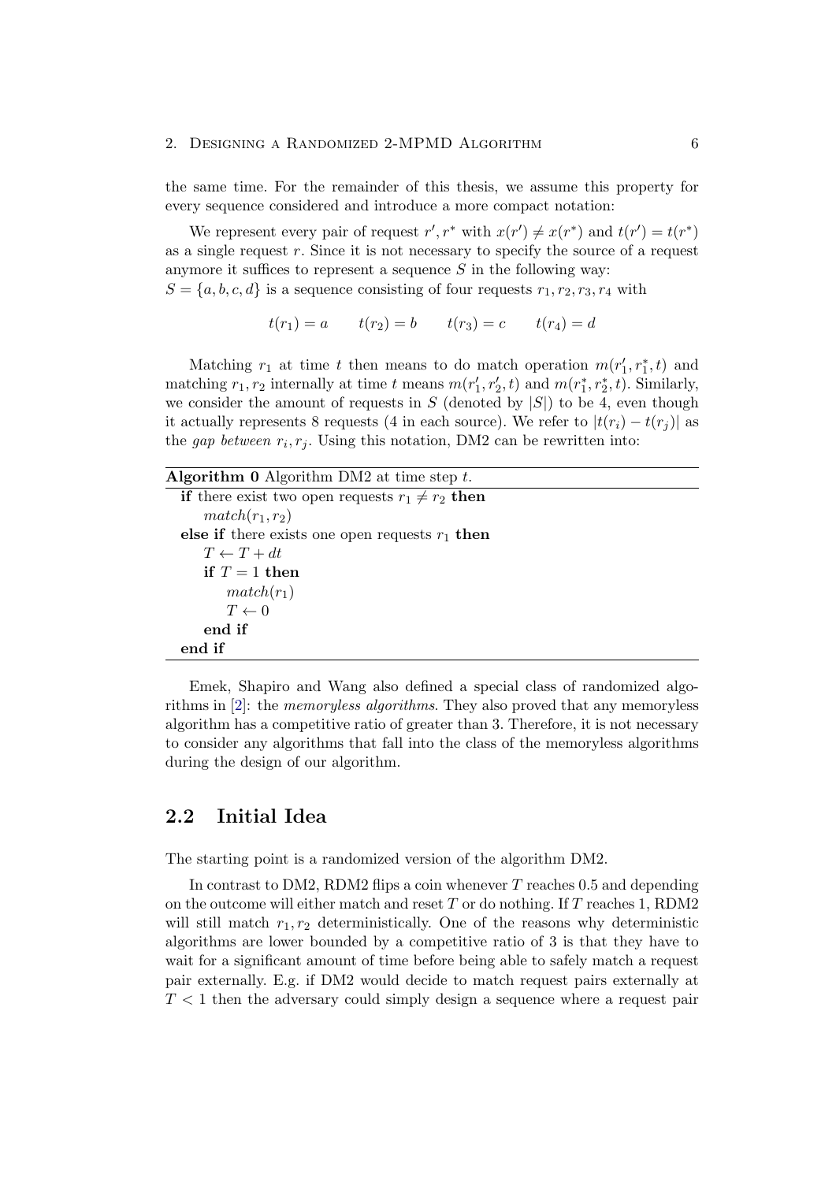the same time. For the remainder of this thesis, we assume this property for every sequence considered and introduce a more compact notation:

We represent every pair of request $r', r^*$ with $x(r') \neq x(r^*)$ and $t(r') = t(r^*)$ as a single request $r$. Since it is not necessary to specify the source of a request anymore it suffices to represent a sequence $S$ in the following way:
$S = \{a, b, c, d\}$ is a sequence consisting of four requests $r_1, r_2, r_3, r_4$ with

$$t(r_1) = a \qquad t(r_2) = b \qquad t(r_3) = c \qquad t(r_4) = d$$

Matching $r_1$ at time $t$ then means to do match operation $m(r_1', r_1^*, t)$ and matching $r_1, r_2$ internally at time $t$ means $m(r_1', r_2', t)$ and $m(r_1^*, r_2^*, t)$. Similarly, we consider the amount of requests in $S$ (denoted by $|S|$) to be 4, even though it actually represents 8 requests (4 in each source). We refer to $|t(r_i) - t(r_j)|$ as the *gap between* $r_i, r_j$. Using this notation, DM2 can be rewritten into:

**Algorithm 0** Algorithm DM2 at time step $t$.

```
if there exist two open requests r1 ≠ r2 then
    match(r1, r2)
else if there exists one open requests r1 then
    T ← T + dt
    if T = 1 then
        match(r1)
        T ← 0
    end if
end if
```

Emek, Shapiro and Wang also defined a special class of randomized algorithms in [2]: the *memoryless algorithms*. They also proved that any memoryless algorithm has a competitive ratio of greater than 3. Therefore, it is not necessary to consider any algorithms that fall into the class of the memoryless algorithms during the design of our algorithm.

## 2.2 Initial Idea

The starting point is a randomized version of the algorithm DM2.

In contrast to DM2, RDM2 flips a coin whenever $T$ reaches 0.5 and depending on the outcome will either match and reset $T$ or do nothing. If $T$ reaches 1, RDM2 will still match $r_1, r_2$ deterministically. One of the reasons why deterministic algorithms are lower bounded by a competitive ratio of 3 is that they have to wait for a significant amount of time before being able to safely match a request pair externally. E.g. if DM2 would decide to match request pairs externally at $T < 1$ then the adversary could simply design a sequence where a request pair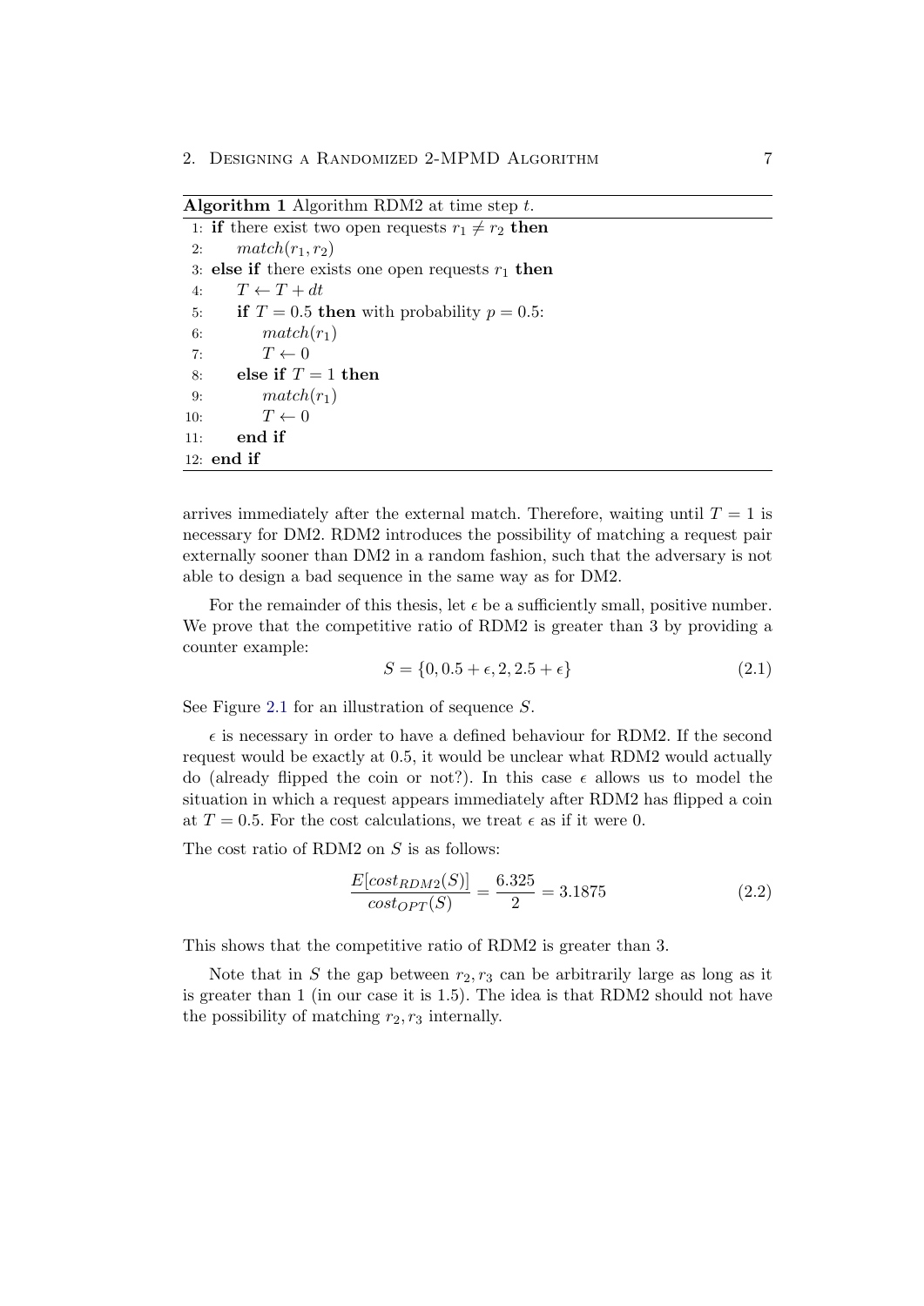**Algorithm 1** Algorithm RDM2 at time step $t$.

```
1: if there exist two open requests r1 ≠ r2 then
2:     match(r1, r2)
3: else if there exists one open requests r1 then
4:     T ← T + dt
5:     if T = 0.5 then with probability p = 0.5:
6:         match(r1)
7:         T ← 0
8:     else if T = 1 then
9:         match(r1)
10:        T ← 0
11:    end if
12: end if
```

arrives immediately after the external match. Therefore, waiting until $T = 1$ is necessary for DM2. RDM2 introduces the possibility of matching a request pair externally sooner than DM2 in a random fashion, such that the adversary is not able to design a bad sequence in the same way as for DM2.

For the remainder of this thesis, let $\epsilon$ be a sufficiently small, positive number. We prove that the competitive ratio of RDM2 is greater than 3 by providing a counter example:

$$S = \{0, 0.5 + \epsilon, 2, 2.5 + \epsilon\} \tag{2.1}$$

See Figure 2.1 for an illustration of sequence $S$.

$\epsilon$ is necessary in order to have a defined behaviour for RDM2. If the second request would be exactly at 0.5, it would be unclear what RDM2 would actually do (already flipped the coin or not?). In this case $\epsilon$ allows us to model the situation in which a request appears immediately after RDM2 has flipped a coin at $T = 0.5$. For the cost calculations, we treat $\epsilon$ as if it were 0.

The cost ratio of RDM2 on $S$ is as follows:

$$\frac{E[cost_{RDM2}(S)]}{cost_{OPT}(S)} = \frac{6.325}{2} = 3.1875 \tag{2.2}$$

This shows that the competitive ratio of RDM2 is greater than 3.

Note that in $S$ the gap between $r_2, r_3$ can be arbitrarily large as long as it is greater than 1 (in our case it is 1.5). The idea is that RDM2 should not have the possibility of matching $r_2, r_3$ internally.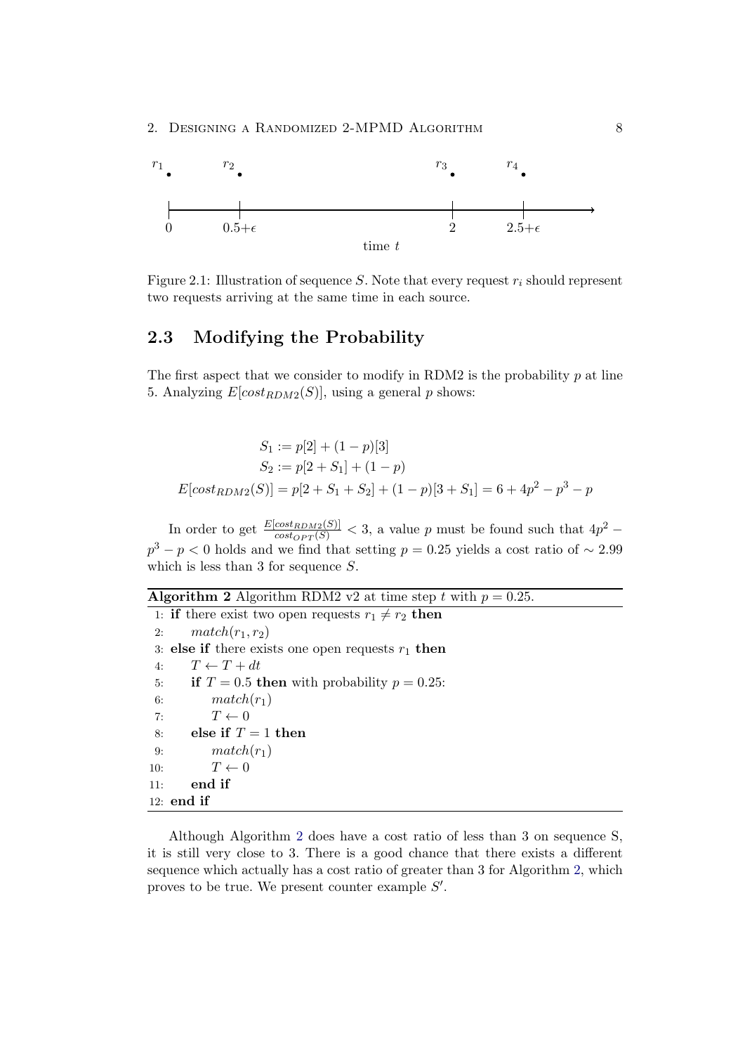Figure 2.1: Illustration of sequence $S$. Note that every request $r_i$ should represent two requests arriving at the same time in each source.

## 2.3 Modifying the Probability

The first aspect that we consider to modify in RDM2 is the probability $p$ at line 5. Analyzing $E[cost_{RDM2}(S)]$, using a general $p$ shows:

$$S_1 := p[2] + (1-p)[3]$$

$$S_2 := p[2 + S_1] + (1-p)$$

$$E[cost_{RDM2}(S)] = p[2 + S_1 + S_2] + (1-p)[3 + S_1] = 6 + 4p^2 - p^3 - p$$

In order to get $\frac{E[cost_{RDM2}(S)]}{cost_{OPT}(S)} < 3$, a value $p$ must be found such that $4p^2 - p^3 - p < 0$ holds and we find that setting $p = 0.25$ yields a cost ratio of $\sim 2.99$ which is less than 3 for sequence $S$.

**Algorithm 2** Algorithm RDM2 v2 at time step $t$ with $p = 0.25$.

```
1: if there exist two open requests r1 ≠ r2 then
2:     match(r1, r2)
3: else if there exists one open requests r1 then
4:     T ← T + dt
5:     if T = 0.5 then with probability p = 0.25:
6:         match(r1)
7:         T ← 0
8:     else if T = 1 then
9:         match(r1)
10:        T ← 0
11:    end if
12: end if
```

Although Algorithm 2 does have a cost ratio of less than 3 on sequence S, it is still very close to 3. There is a good chance that there exists a different sequence which actually has a cost ratio of greater than 3 for Algorithm 2, which proves to be true. We present counter example $S'$.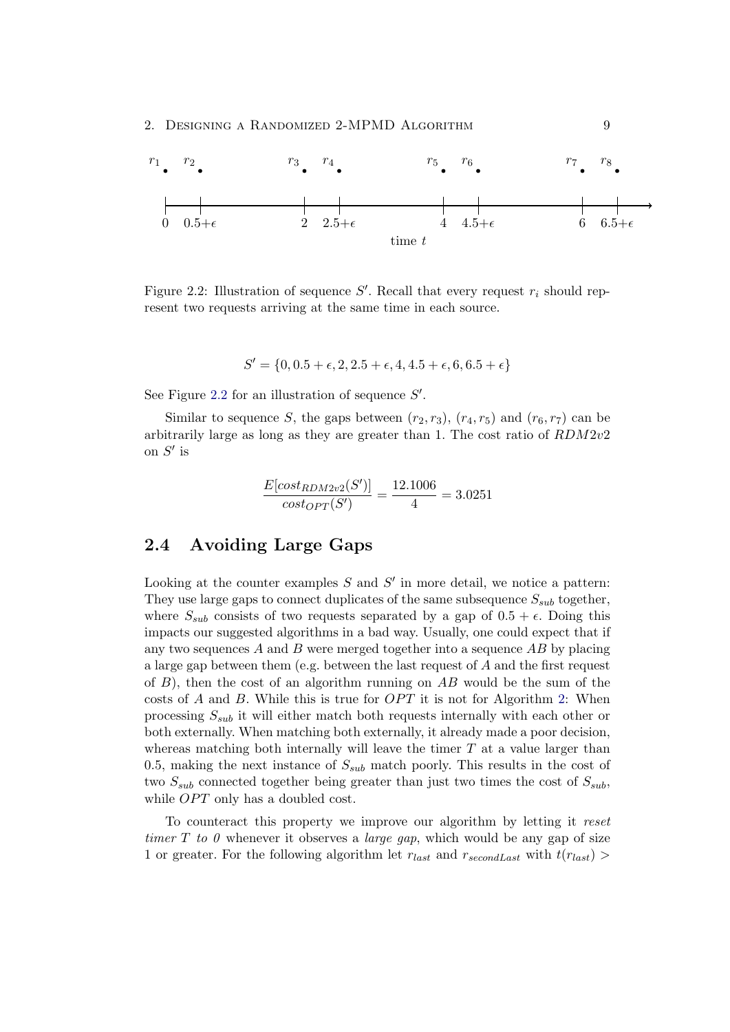Figure 2.2: Illustration of sequence $S'$. Recall that every request $r_i$ should represent two requests arriving at the same time in each source.

$$S' = \{0, 0.5+\epsilon, 2, 2.5+\epsilon, 4, 4.5+\epsilon, 6, 6.5+\epsilon\}$$

See Figure 2.2 for an illustration of sequence $S'$.

Similar to sequence $S$, the gaps between $(r_2, r_3)$, $(r_4, r_5)$ and $(r_6, r_7)$ can be arbitrarily large as long as they are greater than 1. The cost ratio of $RDM2v2$ on $S'$ is

$$\frac{E[cost_{RDM2v2}(S')]}{cost_{OPT}(S')} = \frac{12.1006}{4} = 3.0251$$

## 2.4 Avoiding Large Gaps

Looking at the counter examples $S$ and $S'$ in more detail, we notice a pattern: They use large gaps to connect duplicates of the same subsequence $S_{sub}$ together, where $S_{sub}$ consists of two requests separated by a gap of $0.5 + \epsilon$. Doing this impacts our suggested algorithms in a bad way. Usually, one could expect that if any two sequences $A$ and $B$ were merged together into a sequence $AB$ by placing a large gap between them (e.g. between the last request of $A$ and the first request of $B$), then the cost of an algorithm running on $AB$ would be the sum of the costs of $A$ and $B$. While this is true for $OPT$ it is not for Algorithm 2: When processing $S_{sub}$ it will either match both requests internally with each other or both externally. When matching both externally, it already made a poor decision, whereas matching both internally will leave the timer $T$ at a value larger than 0.5, making the next instance of $S_{sub}$ match poorly. This results in the cost of two $S_{sub}$ connected together being greater than just two times the cost of $S_{sub}$, while $OPT$ only has a doubled cost.

To counteract this property we improve our algorithm by letting it *reset timer $T$ to 0* whenever it observes a *large gap*, which would be any gap of size 1 or greater. For the following algorithm let $r_{last}$ and $r_{secondLast}$ with $t(r_{last}) >$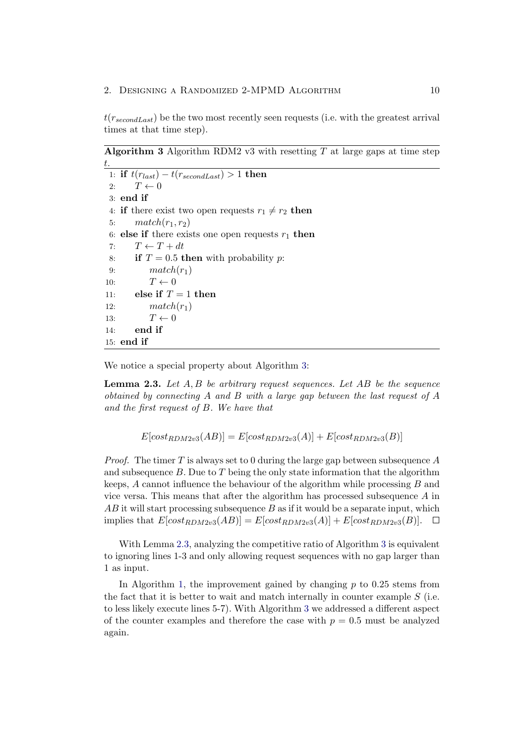$t(r_{secondLast})$ be the two most recently seen requests (i.e. with the greatest arrival times at that time step).

**Algorithm 3** Algorithm RDM2 v3 with resetting $T$ at large gaps at time step $t$.

```
1:  if t(r_last) − t(r_secondLast) > 1 then
2:      T ← 0
3:  end if
4:  if there exist two open requests r_1 ≠ r_2 then
5:      match(r_1, r_2)
6:  else if there exists one open requests r_1 then
7:      T ← T + dt
8:      if T = 0.5 then with probability p:
9:          match(r_1)
10:         T ← 0
11:     else if T = 1 then
12:         match(r_1)
13:         T ← 0
14:     end if
15: end if
```

We notice a special property about Algorithm 3:

**Lemma 2.3.** *Let $A, B$ be arbitrary request sequences. Let $AB$ be the sequence obtained by connecting $A$ and $B$ with a large gap between the last request of $A$ and the first request of $B$. We have that*

$$E[cost_{RDM2v3}(AB)] = E[cost_{RDM2v3}(A)] + E[cost_{RDM2v3}(B)]$$

*Proof.* The timer $T$ is always set to 0 during the large gap between subsequence $A$ and subsequence $B$. Due to $T$ being the only state information that the algorithm keeps, $A$ cannot influence the behaviour of the algorithm while processing $B$ and vice versa. This means that after the algorithm has processed subsequence $A$ in $AB$ it will start processing subsequence $B$ as if it would be a separate input, which implies that $E[cost_{RDM2v3}(AB)] = E[cost_{RDM2v3}(A)] + E[cost_{RDM2v3}(B)]$. □

With Lemma 2.3, analyzing the competitive ratio of Algorithm 3 is equivalent to ignoring lines 1-3 and only allowing request sequences with no gap larger than 1 as input.

In Algorithm 1, the improvement gained by changing $p$ to 0.25 stems from the fact that it is better to wait and match internally in counter example $S$ (i.e. to less likely execute lines 5-7). With Algorithm 3 we addressed a different aspect of the counter examples and therefore the case with $p = 0.5$ must be analyzed again.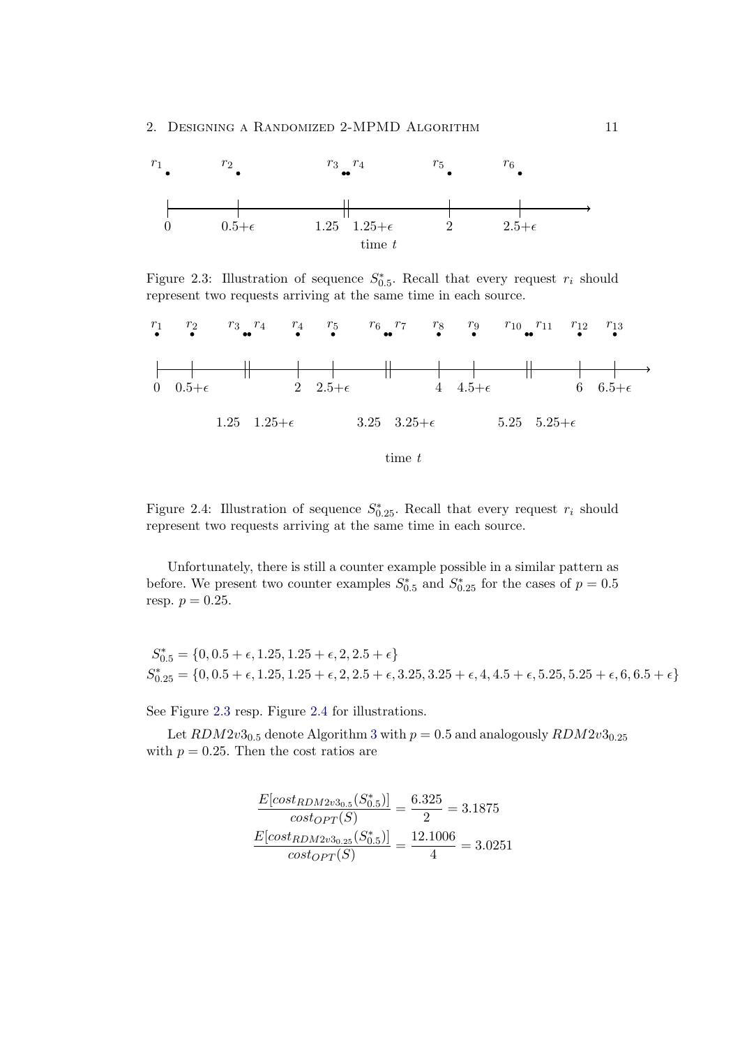Figure 2.3: Illustration of sequence $S^*_{0.5}$. Recall that every request $r_i$ should represent two requests arriving at the same time in each source.

Figure 2.4: Illustration of sequence $S^*_{0.25}$. Recall that every request $r_i$ should represent two requests arriving at the same time in each source.

Unfortunately, there is still a counter example possible in a similar pattern as before. We present two counter examples $S^*_{0.5}$ and $S^*_{0.25}$ for the cases of $p = 0.5$ resp. $p = 0.25$.

$$S^*_{0.5} = \{0, 0.5 + \epsilon, 1.25, 1.25 + \epsilon, 2, 2.5 + \epsilon\}$$
$$S^*_{0.25} = \{0, 0.5 + \epsilon, 1.25, 1.25 + \epsilon, 2, 2.5 + \epsilon, 3.25, 3.25 + \epsilon, 4, 4.5 + \epsilon, 5.25, 5.25 + \epsilon, 6, 6.5 + \epsilon\}$$

See Figure 2.3 resp. Figure 2.4 for illustrations.

Let $RDM2v3_{0.5}$ denote Algorithm 3 with $p = 0.5$ and analogously $RDM2v3_{0.25}$ with $p = 0.25$. Then the cost ratios are

$$\frac{E[cost_{RDM2v3_{0.5}}(S^*_{0.5})]}{cost_{OPT}(S)} = \frac{6.325}{2} = 3.1875$$
$$\frac{E[cost_{RDM2v3_{0.25}}(S^*_{0.5})]}{cost_{OPT}(S)} = \frac{12.1006}{4} = 3.0251$$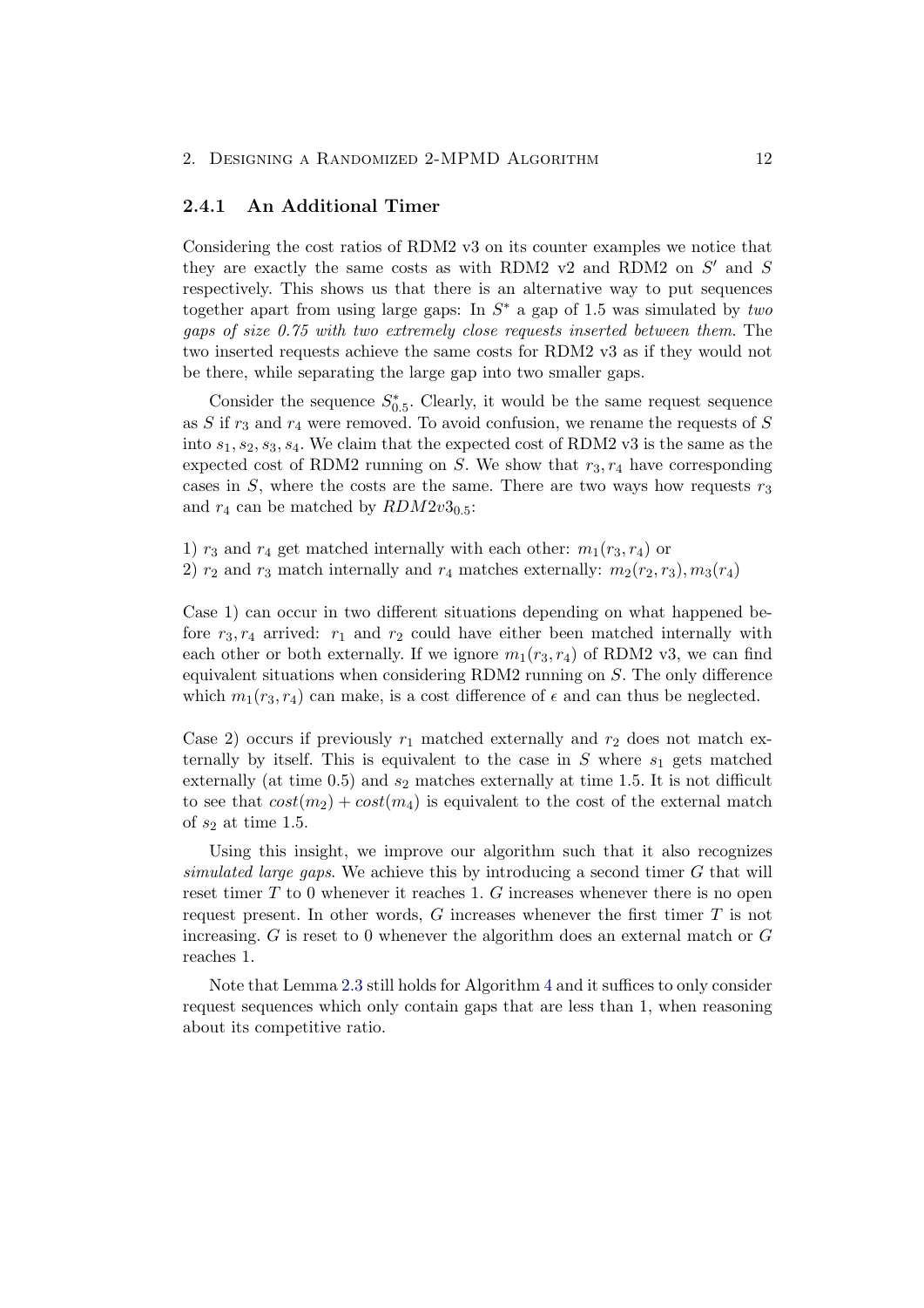### 2.4.1 An Additional Timer

Considering the cost ratios of RDM2 v3 on its counter examples we notice that they are exactly the same costs as with RDM2 v2 and RDM2 on $S'$ and $S$ respectively. This shows us that there is an alternative way to put sequences together apart from using large gaps: In $S^*$ a gap of 1.5 was simulated by *two gaps of size 0.75 with two extremely close requests inserted between them.* The two inserted requests achieve the same costs for RDM2 v3 as if they would not be there, while separating the large gap into two smaller gaps.

Consider the sequence $S^*_{0.5}$. Clearly, it would be the same request sequence as $S$ if $r_3$ and $r_4$ were removed. To avoid confusion, we rename the requests of $S$ into $s_1, s_2, s_3, s_4$. We claim that the expected cost of RDM2 v3 is the same as the expected cost of RDM2 running on $S$. We show that $r_3, r_4$ have corresponding cases in $S$, where the costs are the same. There are two ways how requests $r_3$ and $r_4$ can be matched by $RDM2v3_{0.5}$:

1) $r_3$ and $r_4$ get matched internally with each other: $m_1(r_3, r_4)$ or
2) $r_2$ and $r_3$ match internally and $r_4$ matches externally: $m_2(r_2, r_3), m_3(r_4)$

Case 1) can occur in two different situations depending on what happened before $r_3, r_4$ arrived: $r_1$ and $r_2$ could have either been matched internally with each other or both externally. If we ignore $m_1(r_3, r_4)$ of RDM2 v3, we can find equivalent situations when considering RDM2 running on $S$. The only difference which $m_1(r_3, r_4)$ can make, is a cost difference of $\epsilon$ and can thus be neglected.

Case 2) occurs if previously $r_1$ matched externally and $r_2$ does not match externally by itself. This is equivalent to the case in $S$ where $s_1$ gets matched externally (at time 0.5) and $s_2$ matches externally at time 1.5. It is not difficult to see that $cost(m_2) + cost(m_4)$ is equivalent to the cost of the external match of $s_2$ at time 1.5.

Using this insight, we improve our algorithm such that it also recognizes *simulated large gaps*. We achieve this by introducing a second timer $G$ that will reset timer $T$ to 0 whenever it reaches 1. $G$ increases whenever there is no open request present. In other words, $G$ increases whenever the first timer $T$ is not increasing. $G$ is reset to 0 whenever the algorithm does an external match or $G$ reaches 1.

Note that Lemma 2.3 still holds for Algorithm 4 and it suffices to only consider request sequences which only contain gaps that are less than 1, when reasoning about its competitive ratio.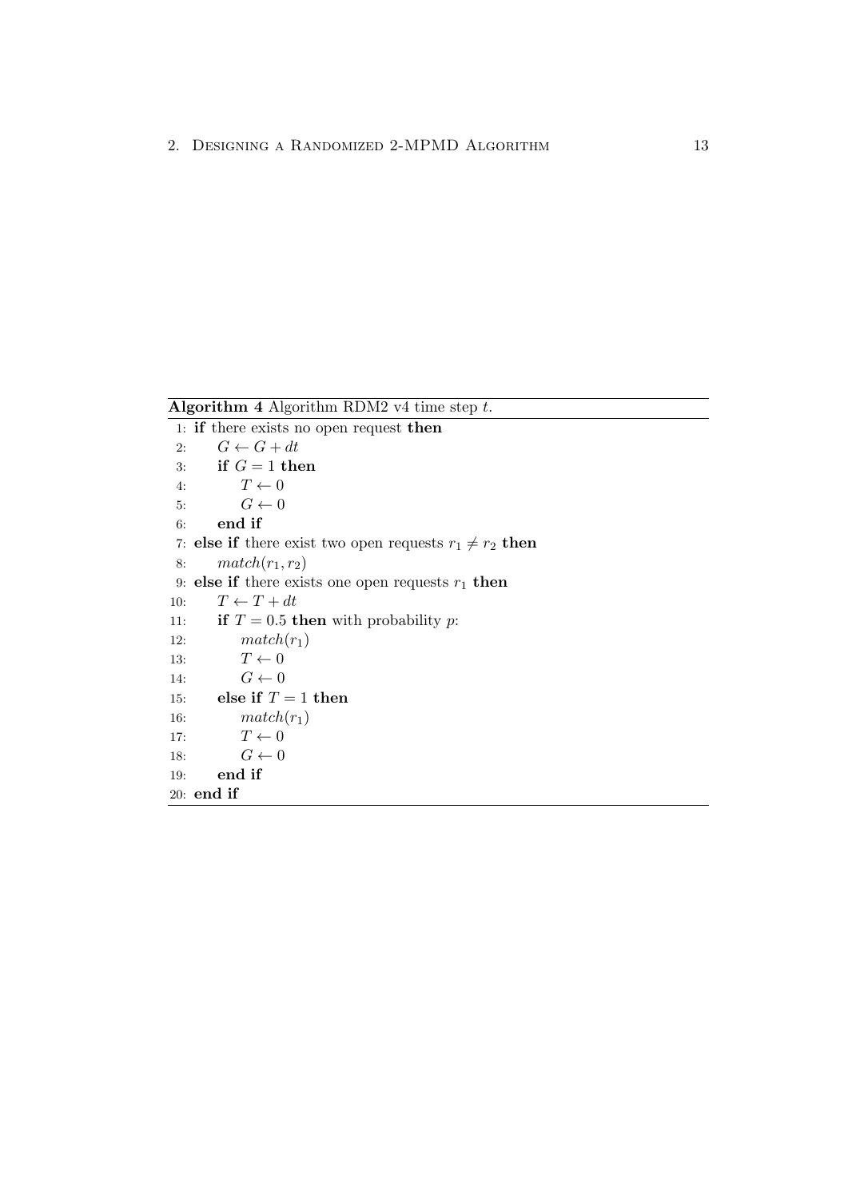**Algorithm 4** Algorithm RDM2 v4 time step $t$.

```
1: if there exists no open request then
2:     G ← G + dt
3:     if G = 1 then
4:         T ← 0
5:         G ← 0
6:     end if
7: else if there exist two open requests r_1 ≠ r_2 then
8:     match(r_1, r_2)
9: else if there exists one open requests r_1 then
10:    T ← T + dt
11:    if T = 0.5 then with probability p:
12:        match(r_1)
13:        T ← 0
14:        G ← 0
15:    else if T = 1 then
16:        match(r_1)
17:        T ← 0
18:        G ← 0
19:    end if
20: end if
```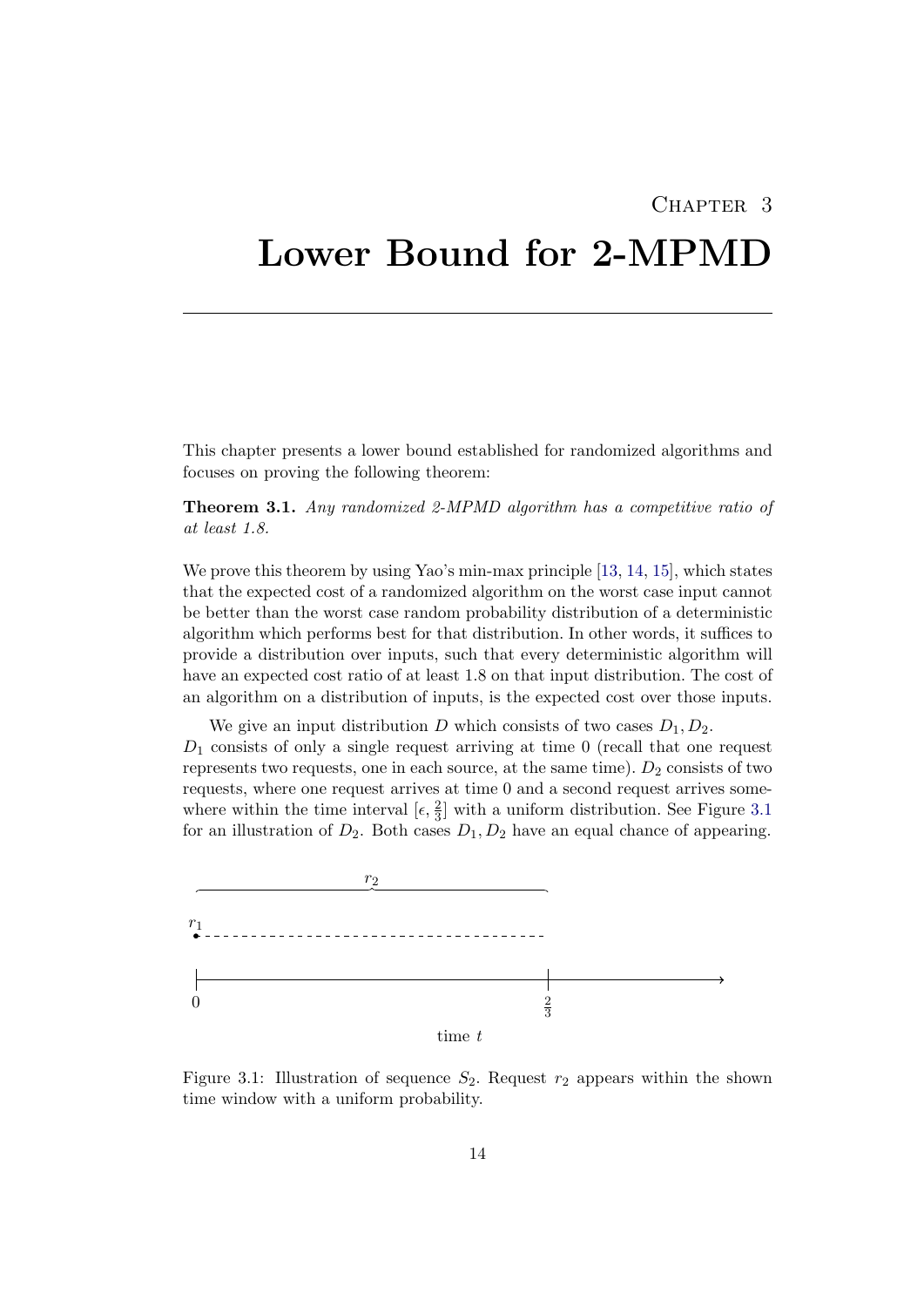# Chapter 3

# Lower Bound for 2-MPMD

This chapter presents a lower bound established for randomized algorithms and focuses on proving the following theorem:

**Theorem 3.1.** *Any randomized 2-MPMD algorithm has a competitive ratio of at least 1.8.*

We prove this theorem by using Yao's min-max principle [13, 14, 15], which states that the expected cost of a randomized algorithm on the worst case input cannot be better than the worst case random probability distribution of a deterministic algorithm which performs best for that distribution. In other words, it suffices to provide a distribution over inputs, such that every deterministic algorithm will have an expected cost ratio of at least 1.8 on that input distribution. The cost of an algorithm on a distribution of inputs, is the expected cost over those inputs.

We give an input distribution $D$ which consists of two cases $D_1, D_2$. $D_1$ consists of only a single request arriving at time 0 (recall that one request represents two requests, one in each source, at the same time). $D_2$ consists of two requests, where one request arrives at time 0 and a second request arrives somewhere within the time interval $[\epsilon, \frac{2}{3}]$ with a uniform distribution. See Figure 3.1 for an illustration of $D_2$. Both cases $D_1, D_2$ have an equal chance of appearing.

Figure 3.1: Illustration of sequence $S_2$. Request $r_2$ appears within the shown time window with a uniform probability.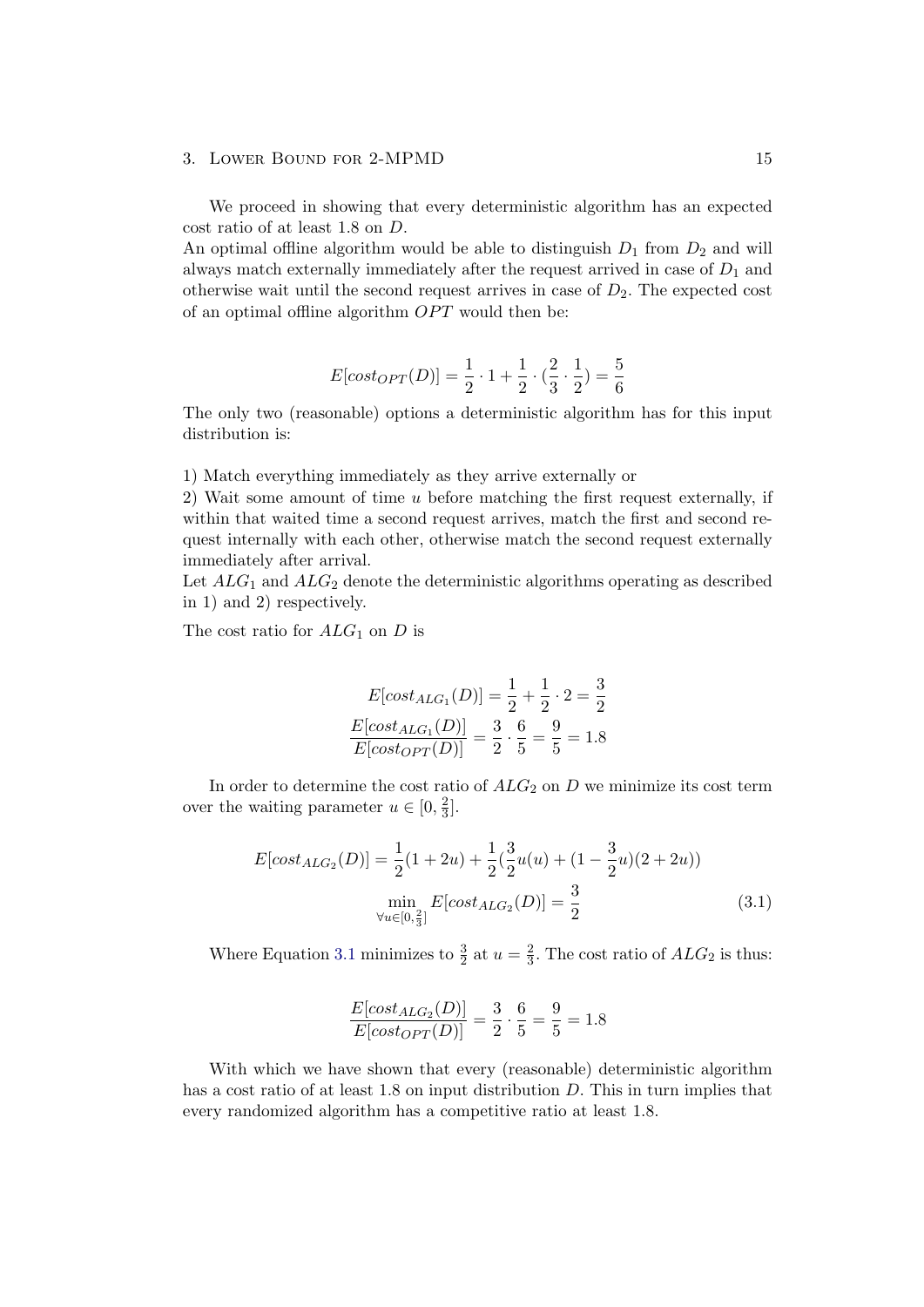We proceed in showing that every deterministic algorithm has an expected cost ratio of at least 1.8 on $D$.
An optimal offline algorithm would be able to distinguish $D_1$ from $D_2$ and will always match externally immediately after the request arrived in case of $D_1$ and otherwise wait until the second request arrives in case of $D_2$. The expected cost of an optimal offline algorithm $OPT$ would then be:

$$E[cost_{OPT}(D)] = \frac{1}{2} \cdot 1 + \frac{1}{2} \cdot (\frac{2}{3} \cdot \frac{1}{2}) = \frac{5}{6}$$

The only two (reasonable) options a deterministic algorithm has for this input distribution is:

1) Match everything immediately as they arrive externally or
2) Wait some amount of time $u$ before matching the first request externally, if within that waited time a second request arrives, match the first and second request internally with each other, otherwise match the second request externally immediately after arrival.
Let $ALG_1$ and $ALG_2$ denote the deterministic algorithms operating as described in 1) and 2) respectively.

The cost ratio for $ALG_1$ on $D$ is

$$E[cost_{ALG_1}(D)] = \frac{1}{2} + \frac{1}{2} \cdot 2 = \frac{3}{2}$$
$$\frac{E[cost_{ALG_1}(D)]}{E[cost_{OPT}(D)]} = \frac{3}{2} \cdot \frac{6}{5} = \frac{9}{5} = 1.8$$

In order to determine the cost ratio of $ALG_2$ on $D$ we minimize its cost term over the waiting parameter $u \in [0, \frac{2}{3}]$.

$$E[cost_{ALG_2}(D)] = \frac{1}{2}(1 + 2u) + \frac{1}{2}(\frac{3}{2}u(u) + (1 - \frac{3}{2}u)(2 + 2u))$$
$$\min_{\forall u \in [0, \frac{2}{3}]} E[cost_{ALG_2}(D)] = \frac{3}{2} \tag{3.1}$$

Where Equation 3.1 minimizes to $\frac{3}{2}$ at $u = \frac{2}{3}$. The cost ratio of $ALG_2$ is thus:

$$\frac{E[cost_{ALG_2}(D)]}{E[cost_{OPT}(D)]} = \frac{3}{2} \cdot \frac{6}{5} = \frac{9}{5} = 1.8$$

With which we have shown that every (reasonable) deterministic algorithm has a cost ratio of at least 1.8 on input distribution $D$. This in turn implies that every randomized algorithm has a competitive ratio at least 1.8.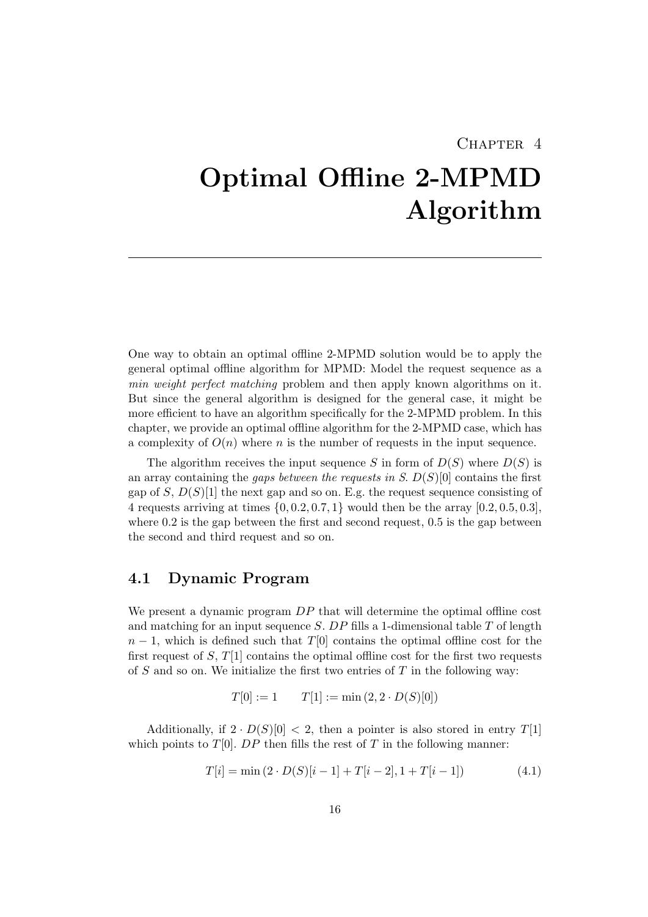Chapter 4

# Optimal Offline 2-MPMD Algorithm

One way to obtain an optimal offline 2-MPMD solution would be to apply the general optimal offline algorithm for MPMD: Model the request sequence as a *min weight perfect matching* problem and then apply known algorithms on it. But since the general algorithm is designed for the general case, it might be more efficient to have an algorithm specifically for the 2-MPMD problem. In this chapter, we provide an optimal offline algorithm for the 2-MPMD case, which has a complexity of $O(n)$ where $n$ is the number of requests in the input sequence.

The algorithm receives the input sequence $S$ in form of $D(S)$ where $D(S)$ is an array containing the *gaps between the requests in S*. $D(S)[0]$ contains the first gap of $S$, $D(S)[1]$ the next gap and so on. E.g. the request sequence consisting of 4 requests arriving at times $\{0, 0.2, 0.7, 1\}$ would then be the array $[0.2, 0.5, 0.3]$, where 0.2 is the gap between the first and second request, 0.5 is the gap between the second and third request and so on.

## 4.1 Dynamic Program

We present a dynamic program $DP$ that will determine the optimal offline cost and matching for an input sequence $S$. $DP$ fills a 1-dimensional table $T$ of length $n-1$, which is defined such that $T[0]$ contains the optimal offline cost for the first request of $S$, $T[1]$ contains the optimal offline cost for the first two requests of $S$ and so on. We initialize the first two entries of $T$ in the following way:

$$T[0] := 1 \qquad T[1] := \min\left(2, 2 \cdot D(S)[0]\right)$$

Additionally, if $2 \cdot D(S)[0] < 2$, then a pointer is also stored in entry $T[1]$ which points to $T[0]$. $DP$ then fills the rest of $T$ in the following manner:

$$T[i] = \min\left(2 \cdot D(S)[i-1] + T[i-2], 1 + T[i-1]\right) \tag{4.1}$$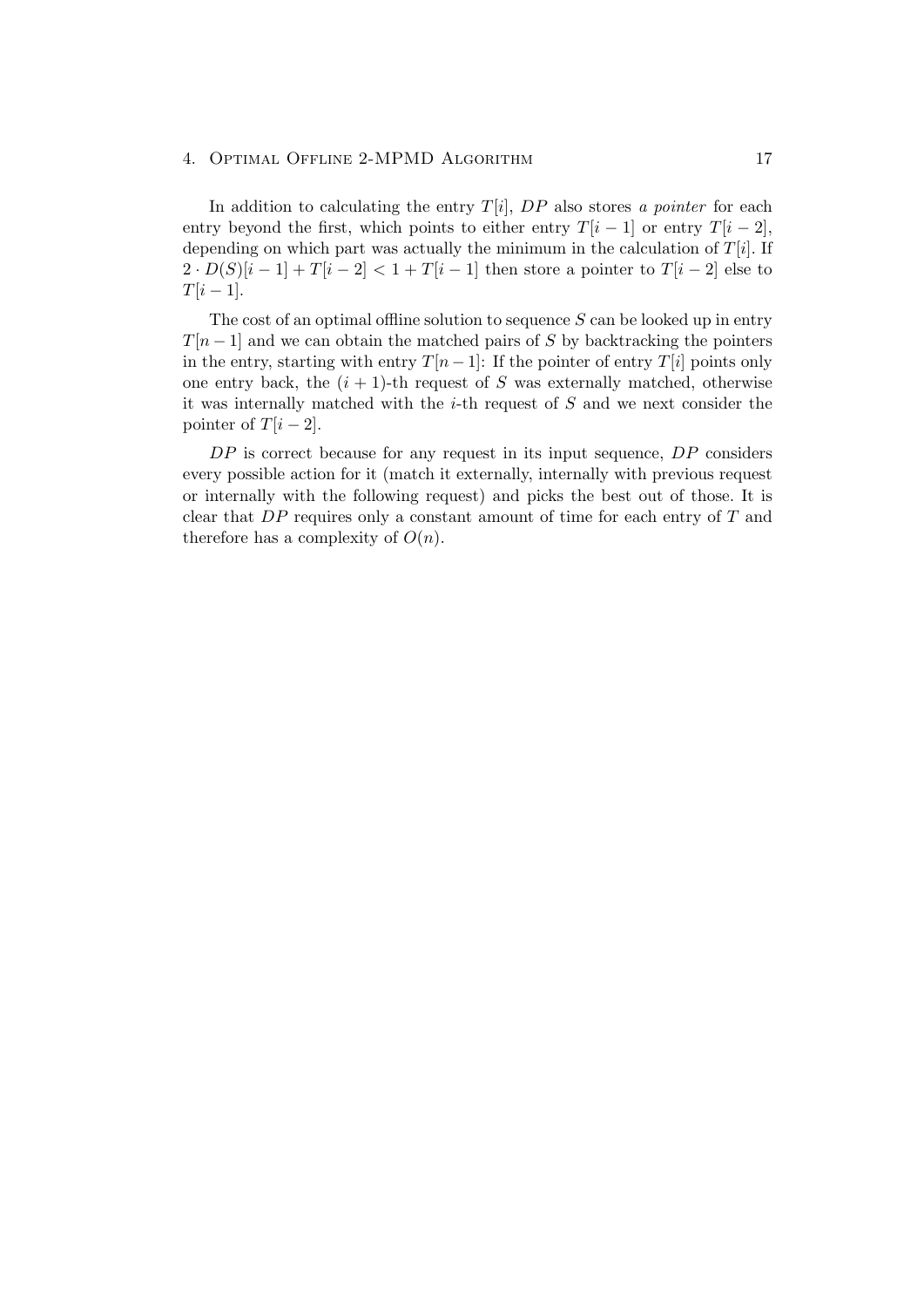In addition to calculating the entry $T[i]$, $DP$ also stores *a pointer* for each entry beyond the first, which points to either entry $T[i-1]$ or entry $T[i-2]$, depending on which part was actually the minimum in the calculation of $T[i]$. If $2 \cdot D(S)[i-1] + T[i-2] < 1 + T[i-1]$ then store a pointer to $T[i-2]$ else to $T[i-1]$.

The cost of an optimal offline solution to sequence $S$ can be looked up in entry $T[n-1]$ and we can obtain the matched pairs of $S$ by backtracking the pointers in the entry, starting with entry $T[n-1]$: If the pointer of entry $T[i]$ points only one entry back, the $(i+1)$-th request of $S$ was externally matched, otherwise it was internally matched with the $i$-th request of $S$ and we next consider the pointer of $T[i-2]$.

$DP$ is correct because for any request in its input sequence, $DP$ considers every possible action for it (match it externally, internally with previous request or internally with the following request) and picks the best out of those. It is clear that $DP$ requires only a constant amount of time for each entry of $T$ and therefore has a complexity of $O(n)$.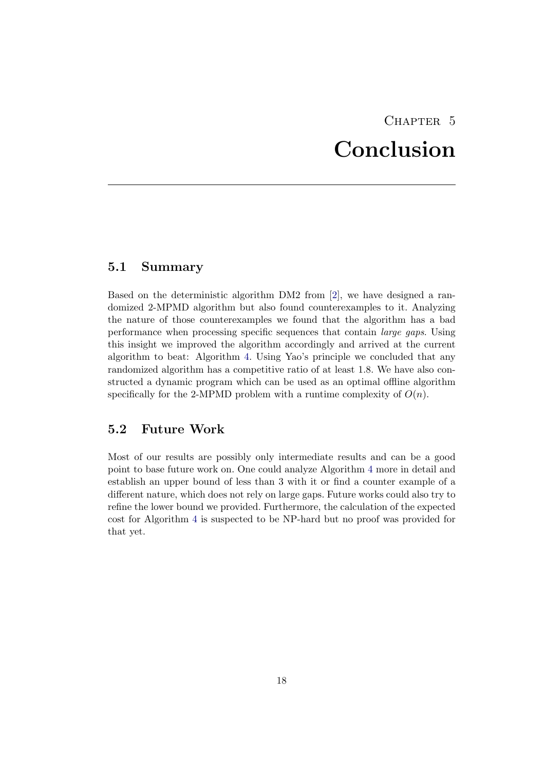# Chapter 5
# Conclusion

## 5.1 Summary

Based on the deterministic algorithm DM2 from [2], we have designed a randomized 2-MPMD algorithm but also found counterexamples to it. Analyzing the nature of those counterexamples we found that the algorithm has a bad performance when processing specific sequences that contain *large gaps*. Using this insight we improved the algorithm accordingly and arrived at the current algorithm to beat: Algorithm 4. Using Yao's principle we concluded that any randomized algorithm has a competitive ratio of at least 1.8. We have also constructed a dynamic program which can be used as an optimal offline algorithm specifically for the 2-MPMD problem with a runtime complexity of $O(n)$.

## 5.2 Future Work

Most of our results are possibly only intermediate results and can be a good point to base future work on. One could analyze Algorithm 4 more in detail and establish an upper bound of less than 3 with it or find a counter example of a different nature, which does not rely on large gaps. Future works could also try to refine the lower bound we provided. Furthermore, the calculation of the expected cost for Algorithm 4 is suspected to be NP-hard but no proof was provided for that yet.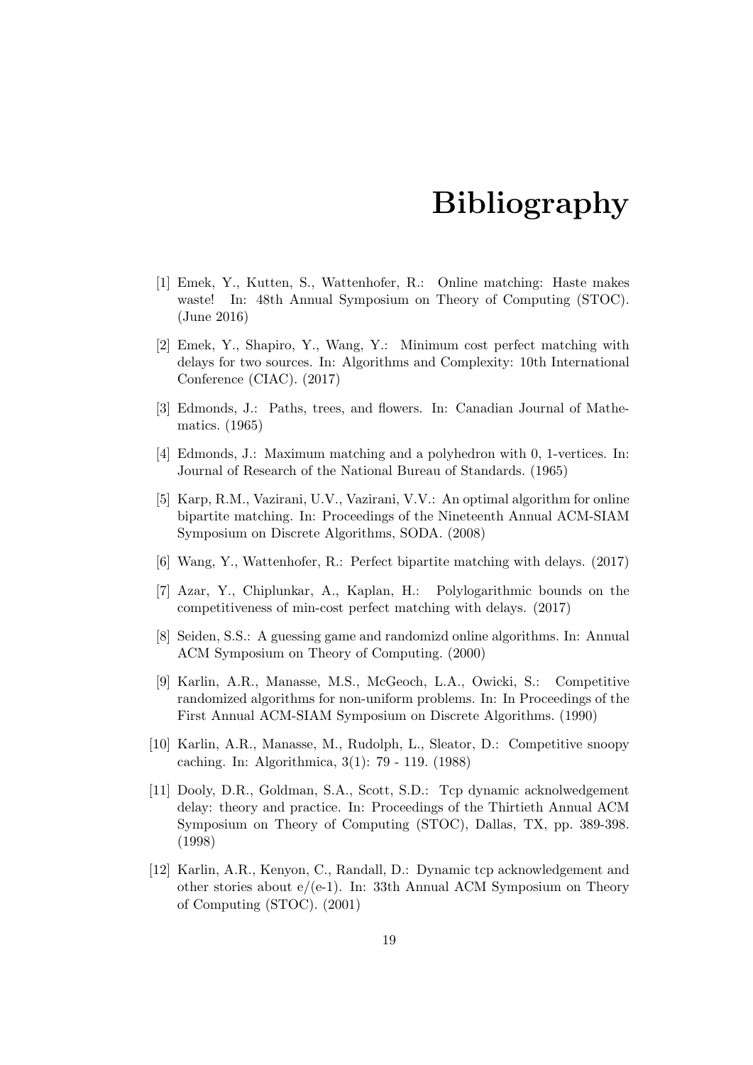# Bibliography

[1] Emek, Y., Kutten, S., Wattenhofer, R.: Online matching: Haste makes waste! In: 48th Annual Symposium on Theory of Computing (STOC). (June 2016)

[2] Emek, Y., Shapiro, Y., Wang, Y.: Minimum cost perfect matching with delays for two sources. In: Algorithms and Complexity: 10th International Conference (CIAC). (2017)

[3] Edmonds, J.: Paths, trees, and flowers. In: Canadian Journal of Mathematics. (1965)

[4] Edmonds, J.: Maximum matching and a polyhedron with 0, 1-vertices. In: Journal of Research of the National Bureau of Standards. (1965)

[5] Karp, R.M., Vazirani, U.V., Vazirani, V.V.: An optimal algorithm for online bipartite matching. In: Proceedings of the Nineteenth Annual ACM-SIAM Symposium on Discrete Algorithms, SODA. (2008)

[6] Wang, Y., Wattenhofer, R.: Perfect bipartite matching with delays. (2017)

[7] Azar, Y., Chiplunkar, A., Kaplan, H.: Polylogarithmic bounds on the competitiveness of min-cost perfect matching with delays. (2017)

[8] Seiden, S.S.: A guessing game and randomizd online algorithms. In: Annual ACM Symposium on Theory of Computing. (2000)

[9] Karlin, A.R., Manasse, M.S., McGeoch, L.A., Owicki, S.: Competitive randomized algorithms for non-uniform problems. In: In Proceedings of the First Annual ACM-SIAM Symposium on Discrete Algorithms. (1990)

[10] Karlin, A.R., Manasse, M., Rudolph, L., Sleator, D.: Competitive snoopy caching. In: Algorithmica, 3(1): 79 - 119. (1988)

[11] Dooly, D.R., Goldman, S.A., Scott, S.D.: Tcp dynamic acknolwedgement delay: theory and practice. In: Proceedings of the Thirtieth Annual ACM Symposium on Theory of Computing (STOC), Dallas, TX, pp. 389-398. (1998)

[12] Karlin, A.R., Kenyon, C., Randall, D.: Dynamic tcp acknowledgement and other stories about e/(e-1). In: 33th Annual ACM Symposium on Theory of Computing (STOC). (2001)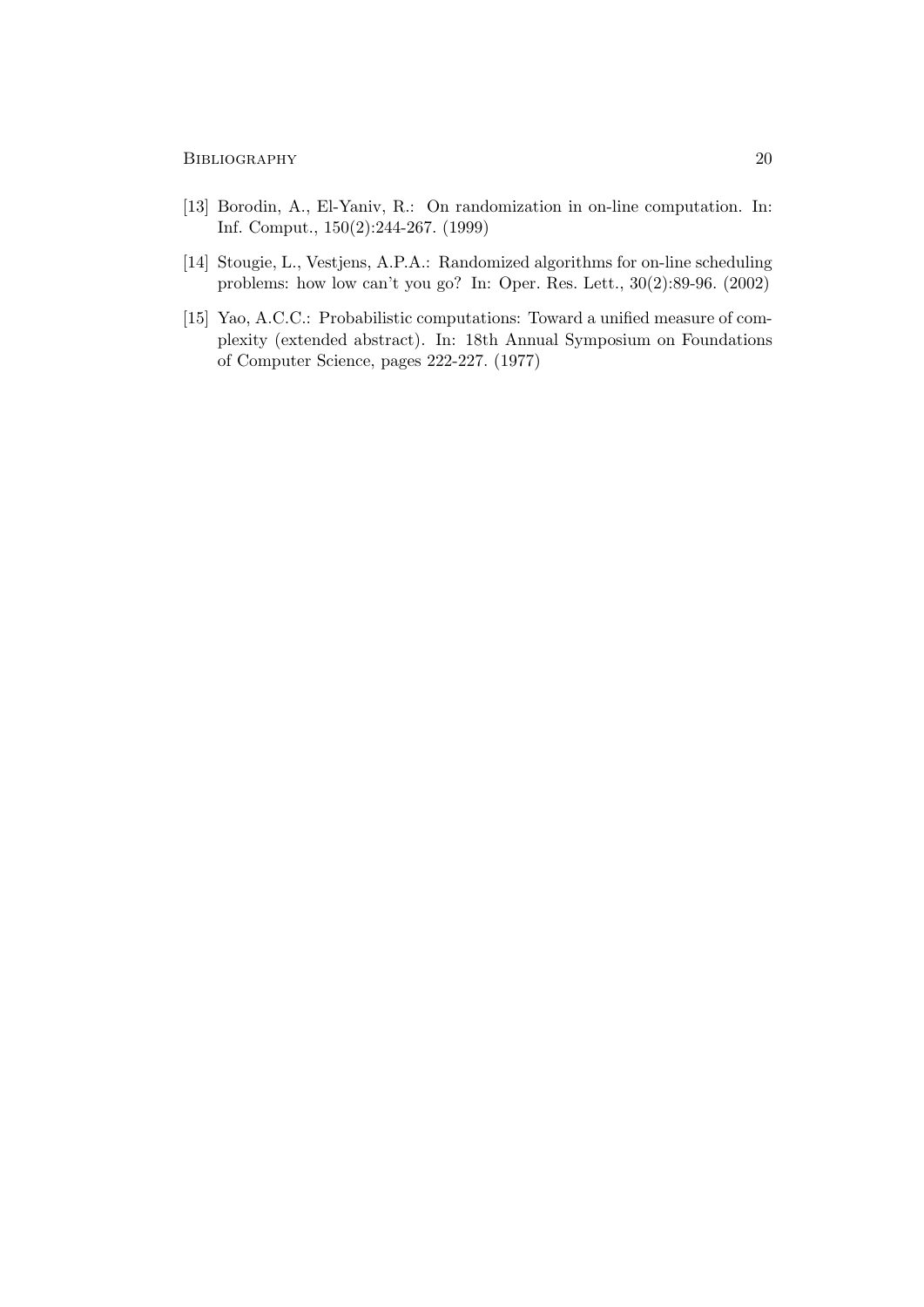[13] Borodin, A., El-Yaniv, R.: On randomization in on-line computation. In: Inf. Comput., 150(2):244-267. (1999)

[14] Stougie, L., Vestjens, A.P.A.: Randomized algorithms for on-line scheduling problems: how low can't you go? In: Oper. Res. Lett., 30(2):89-96. (2002)

[15] Yao, A.C.C.: Probabilistic computations: Toward a unified measure of complexity (extended abstract). In: 18th Annual Symposium on Foundations of Computer Science, pages 222-227. (1977)